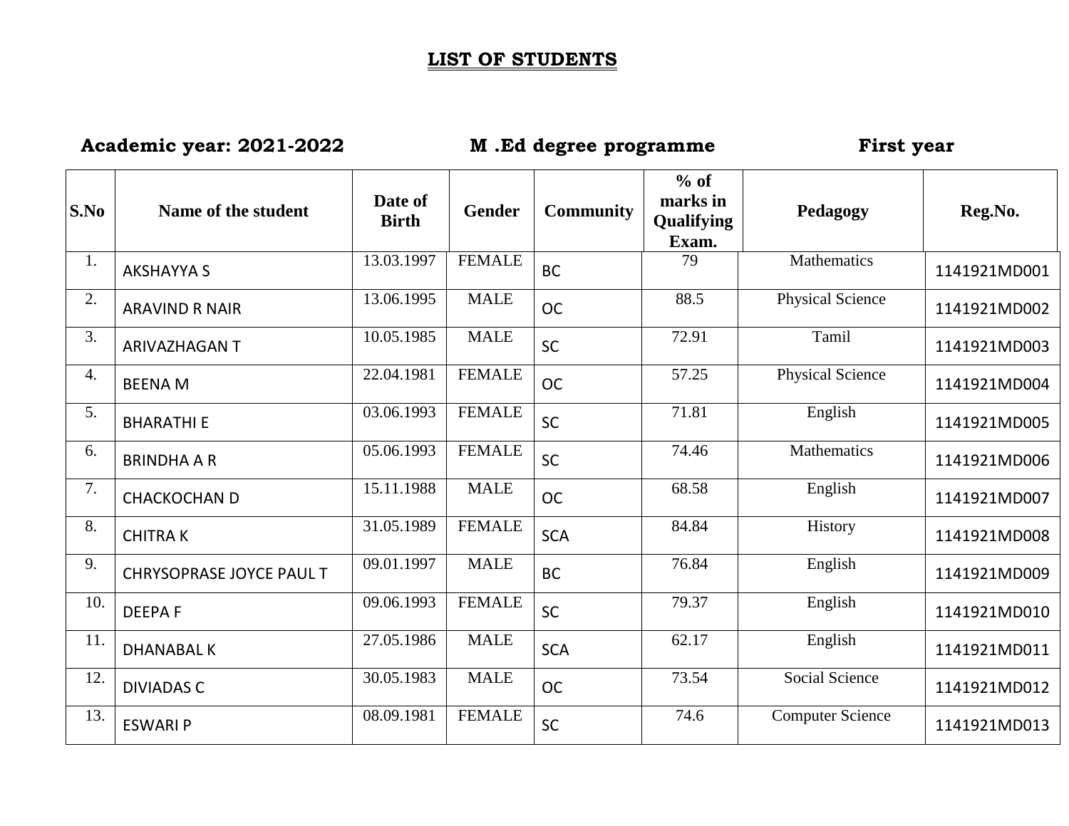# LIST OF STUDENTS

**Academic year: 2021-2022** **M .Ed degree programme** **First year**

| S.No | Name of the student | Date of Birth | Gender | Community | % of marks in Qualifying Exam. | Pedagogy | Reg.No. |
|---|---|---|---|---|---|---|---|
| 1. | AKSHAYYA S | 13.03.1997 | FEMALE | BC | 79 | Mathematics | 1141921MD001 |
| 2. | ARAVIND R NAIR | 13.06.1995 | MALE | OC | 88.5 | Physical Science | 1141921MD002 |
| 3. | ARIVAZHAGAN T | 10.05.1985 | MALE | SC | 72.91 | Tamil | 1141921MD003 |
| 4. | BEENA M | 22.04.1981 | FEMALE | OC | 57.25 | Physical Science | 1141921MD004 |
| 5. | BHARATHI E | 03.06.1993 | FEMALE | SC | 71.81 | English | 1141921MD005 |
| 6. | BRINDHA A R | 05.06.1993 | FEMALE | SC | 74.46 | Mathematics | 1141921MD006 |
| 7. | CHACKOCHAN D | 15.11.1988 | MALE | OC | 68.58 | English | 1141921MD007 |
| 8. | CHITRA K | 31.05.1989 | FEMALE | SCA | 84.84 | History | 1141921MD008 |
| 9. | CHRYSOPRASE JOYCE PAUL T | 09.01.1997 | MALE | BC | 76.84 | English | 1141921MD009 |
| 10. | DEEPA F | 09.06.1993 | FEMALE | SC | 79.37 | English | 1141921MD010 |
| 11. | DHANABAL K | 27.05.1986 | MALE | SCA | 62.17 | English | 1141921MD011 |
| 12. | DIVIADAS C | 30.05.1983 | MALE | OC | 73.54 | Social Science | 1141921MD012 |
| 13. | ESWARI P | 08.09.1981 | FEMALE | SC | 74.6 | Computer Science | 1141921MD013 |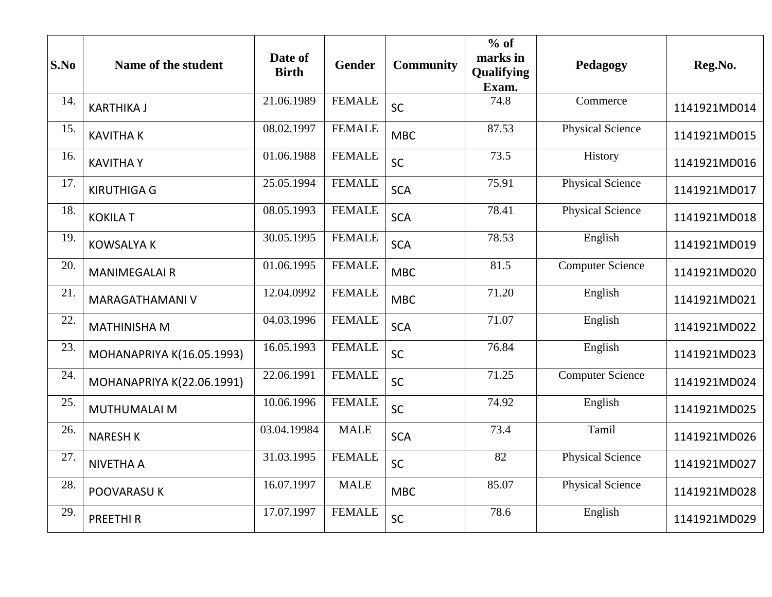| S.No | Name of the student | Date of Birth | Gender | Community | % of marks in Qualifying Exam. | Pedagogy | Reg.No. |
|---|---|---|---|---|---|---|---|
| 14. | KARTHIKA J | 21.06.1989 | FEMALE | SC | 74.8 | Commerce | 1141921MD014 |
| 15. | KAVITHA K | 08.02.1997 | FEMALE | MBC | 87.53 | Physical Science | 1141921MD015 |
| 16. | KAVITHA Y | 01.06.1988 | FEMALE | SC | 73.5 | History | 1141921MD016 |
| 17. | KIRUTHIGA G | 25.05.1994 | FEMALE | SCA | 75.91 | Physical Science | 1141921MD017 |
| 18. | KOKILA T | 08.05.1993 | FEMALE | SCA | 78.41 | Physical Science | 1141921MD018 |
| 19. | KOWSALYA K | 30.05.1995 | FEMALE | SCA | 78.53 | English | 1141921MD019 |
| 20. | MANIMEGALAI R | 01.06.1995 | FEMALE | MBC | 81.5 | Computer Science | 1141921MD020 |
| 21. | MARAGATHAMANI V | 12.04.0992 | FEMALE | MBC | 71.20 | English | 1141921MD021 |
| 22. | MATHINISHA M | 04.03.1996 | FEMALE | SCA | 71.07 | English | 1141921MD022 |
| 23. | MOHANAPRIYA K(16.05.1993) | 16.05.1993 | FEMALE | SC | 76.84 | English | 1141921MD023 |
| 24. | MOHANAPRIYA K(22.06.1991) | 22.06.1991 | FEMALE | SC | 71.25 | Computer Science | 1141921MD024 |
| 25. | MUTHUMALAI M | 10.06.1996 | FEMALE | SC | 74.92 | English | 1141921MD025 |
| 26. | NARESH K | 03.04.19984 | MALE | SCA | 73.4 | Tamil | 1141921MD026 |
| 27. | NIVETHA A | 31.03.1995 | FEMALE | SC | 82 | Physical Science | 1141921MD027 |
| 28. | POOVARASU K | 16.07.1997 | MALE | MBC | 85.07 | Physical Science | 1141921MD028 |
| 29. | PREETHI R | 17.07.1997 | FEMALE | SC | 78.6 | English | 1141921MD029 |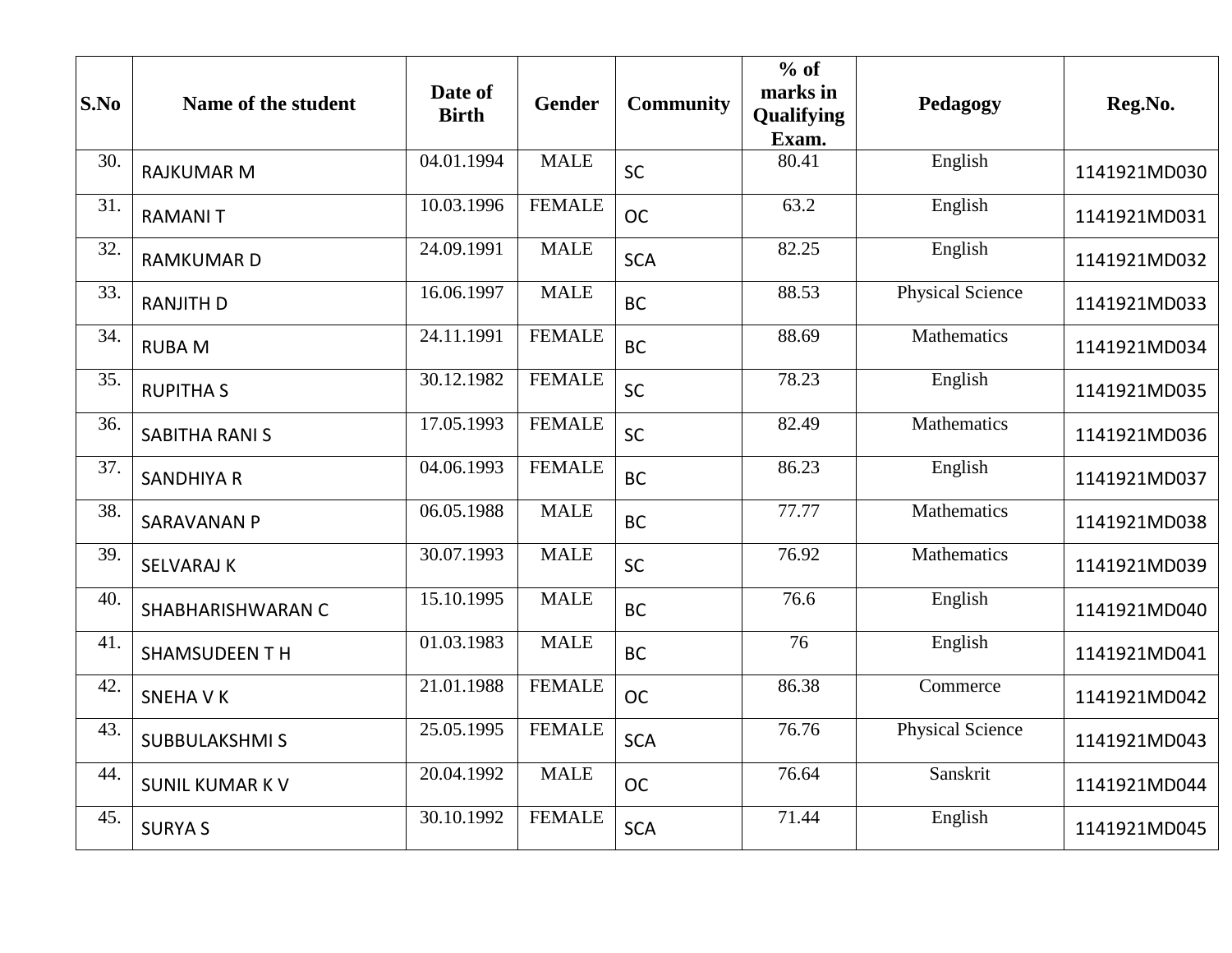| S.No | Name of the student | Date of Birth | Gender | Community | % of marks in Qualifying Exam. | Pedagogy | Reg.No. |
|---|---|---|---|---|---|---|---|
| 30. | RAJKUMAR M | 04.01.1994 | MALE | SC | 80.41 | English | 1141921MD030 |
| 31. | RAMANI T | 10.03.1996 | FEMALE | OC | 63.2 | English | 1141921MD031 |
| 32. | RAMKUMAR D | 24.09.1991 | MALE | SCA | 82.25 | English | 1141921MD032 |
| 33. | RANJITH D | 16.06.1997 | MALE | BC | 88.53 | Physical Science | 1141921MD033 |
| 34. | RUBA M | 24.11.1991 | FEMALE | BC | 88.69 | Mathematics | 1141921MD034 |
| 35. | RUPITHA S | 30.12.1982 | FEMALE | SC | 78.23 | English | 1141921MD035 |
| 36. | SABITHA RANI S | 17.05.1993 | FEMALE | SC | 82.49 | Mathematics | 1141921MD036 |
| 37. | SANDHIYA R | 04.06.1993 | FEMALE | BC | 86.23 | English | 1141921MD037 |
| 38. | SARAVANAN P | 06.05.1988 | MALE | BC | 77.77 | Mathematics | 1141921MD038 |
| 39. | SELVARAJ K | 30.07.1993 | MALE | SC | 76.92 | Mathematics | 1141921MD039 |
| 40. | SHABHARISHWARAN C | 15.10.1995 | MALE | BC | 76.6 | English | 1141921MD040 |
| 41. | SHAMSUDEEN T H | 01.03.1983 | MALE | BC | 76 | English | 1141921MD041 |
| 42. | SNEHA V K | 21.01.1988 | FEMALE | OC | 86.38 | Commerce | 1141921MD042 |
| 43. | SUBBULAKSHMI S | 25.05.1995 | FEMALE | SCA | 76.76 | Physical Science | 1141921MD043 |
| 44. | SUNIL KUMAR K V | 20.04.1992 | MALE | OC | 76.64 | Sanskrit | 1141921MD044 |
| 45. | SURYA S | 30.10.1992 | FEMALE | SCA | 71.44 | English | 1141921MD045 |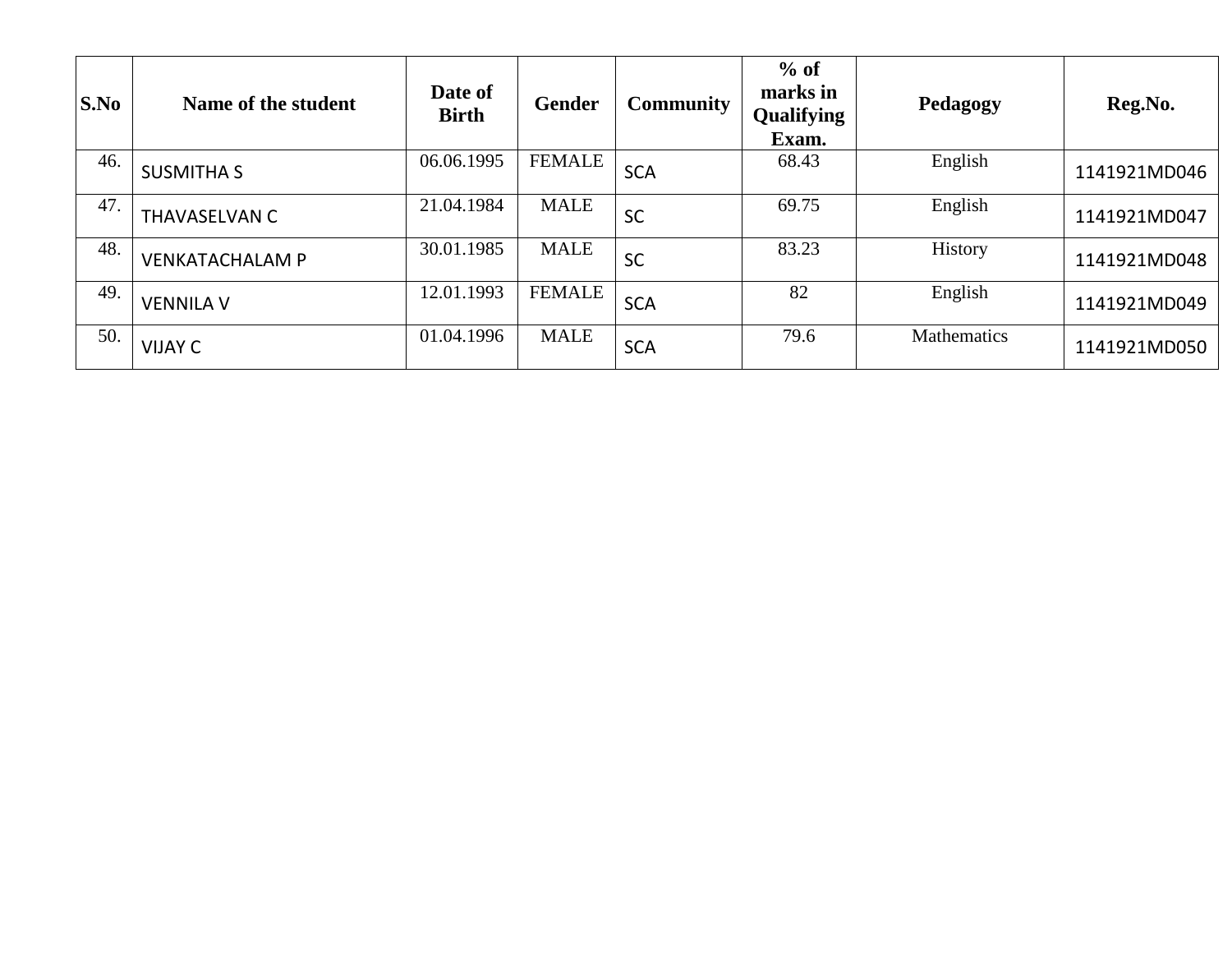| S.No | Name of the student | Date of Birth | Gender | Community | % of marks in Qualifying Exam. | Pedagogy | Reg.No. |
|---|---|---|---|---|---|---|---|
| 46. | SUSMITHA S | 06.06.1995 | FEMALE | SCA | 68.43 | English | 1141921MD046 |
| 47. | THAVASELVAN C | 21.04.1984 | MALE | SC | 69.75 | English | 1141921MD047 |
| 48. | VENKATACHALAM P | 30.01.1985 | MALE | SC | 83.23 | History | 1141921MD048 |
| 49. | VENNILA V | 12.01.1993 | FEMALE | SCA | 82 | English | 1141921MD049 |
| 50. | VIJAY C | 01.04.1996 | MALE | SCA | 79.6 | Mathematics | 1141921MD050 |